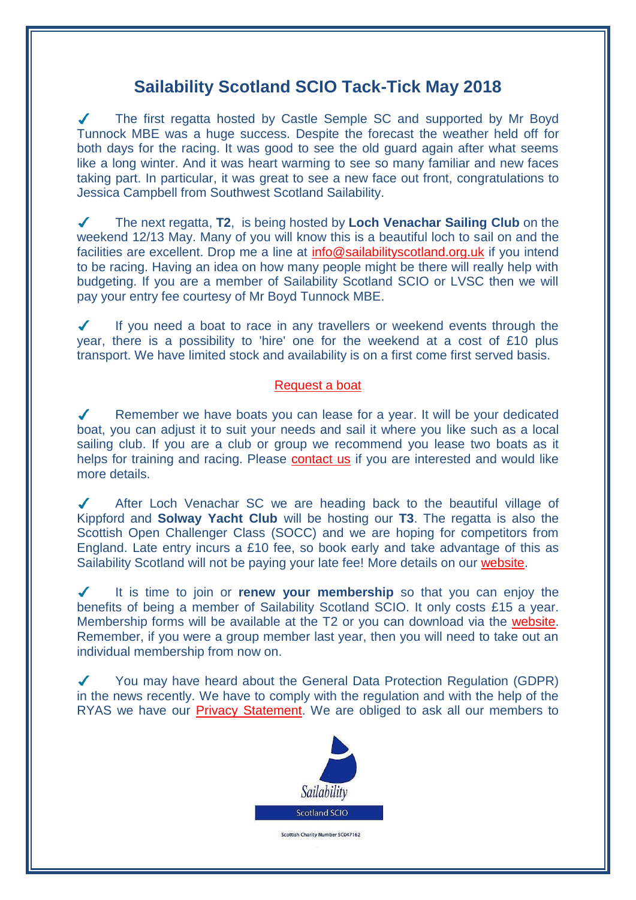# Sailability Scotland SCIO Tack-Tick May 2018

✓ The first regatta hosted by Castle Semple SC and supported by Mr Boyd Tunnock MBE was a huge success. Despite the forecast the weather held off for both days for the racing. It was good to see the old guard again after what seems like a long winter. And it was heart warming to see so many familiar and new faces taking part. In particular, it was great to see a new face out front, congratulations to Jessica Campbell from Southwest Scotland Sailability.

✓ The next regatta, **T2**, is being hosted by **Loch Venachar Sailing Club** on the weekend 12/13 May. Many of you will know this is a beautiful loch to sail on and the facilities are excellent. Drop me a line at info@sailabilityscotland.org.uk if you intend to be racing. Having an idea on how many people might be there will really help with budgeting. If you are a member of Sailability Scotland SCIO or LVSC then we will pay your entry fee courtesy of Mr Boyd Tunnock MBE.

✓ If you need a boat to race in any travellers or weekend events through the year, there is a possibility to 'hire' one for the weekend at a cost of £10 plus transport. We have limited stock and availability is on a first come first served basis.

Request a boat

✓ Remember we have boats you can lease for a year. It will be your dedicated boat, you can adjust it to suit your needs and sail it where you like such as a local sailing club. If you are a club or group we recommend you lease two boats as it helps for training and racing. Please contact us if you are interested and would like more details.

✓ After Loch Venachar SC we are heading back to the beautiful village of Kippford and **Solway Yacht Club** will be hosting our **T3**. The regatta is also the Scottish Open Challenger Class (SOCC) and we are hoping for competitors from England. Late entry incurs a £10 fee, so book early and take advantage of this as Sailability Scotland will not be paying your late fee! More details on our website.

✓ It is time to join or **renew your membership** so that you can enjoy the benefits of being a member of Sailability Scotland SCIO. It only costs £15 a year. Membership forms will be available at the T2 or you can download via the website. Remember, if you were a group member last year, then you will need to take out an individual membership from now on.

✓ You may have heard about the General Data Protection Regulation (GDPR) in the news recently. We have to comply with the regulation and with the help of the RYAS we have our Privacy Statement. We are obliged to ask all our members to

Sailability

Scotland SCIO

Scottish Charity Number SC047162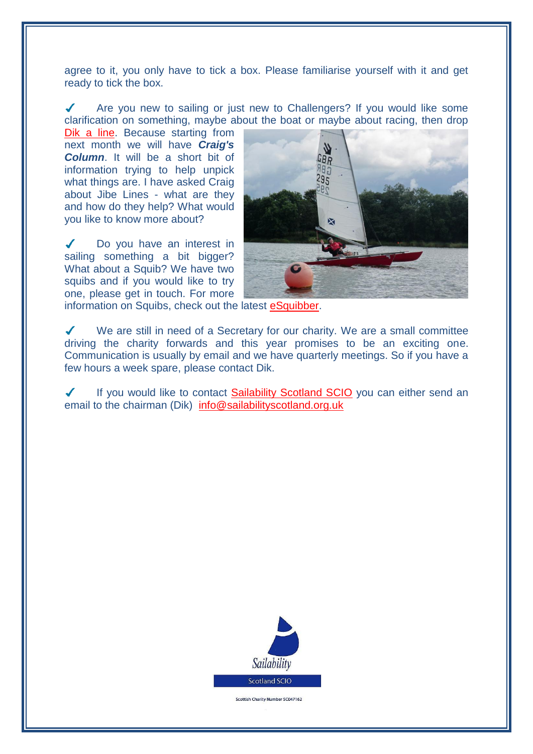agree to it, you only have to tick a box. Please familiarise yourself with it and get ready to tick the box.

✓ Are you new to sailing or just new to Challengers? If you would like some clarification on something, maybe about the boat or maybe about racing, then drop Dik a line. Because starting from next month we will have ***Craig's Column***. It will be a short bit of information trying to help unpick what things are. I have asked Craig about Jibe Lines - what are they and how do they help? What would you like to know more about?

✓ Do you have an interest in sailing something a bit bigger? What about a Squib? We have two squibs and if you would like to try one, please get in touch. For more information on Squibs, check out the latest eSquibber.

✓ We are still in need of a Secretary for our charity. We are a small committee driving the charity forwards and this year promises to be an exciting one. Communication is usually by email and we have quarterly meetings. So if you have a few hours a week spare, please contact Dik.

✓ If you would like to contact Sailability Scotland SCIO you can either send an email to the chairman (Dik) info@sailabilityscotland.org.uk

Sailability

Scotland SCIO

Scottish Charity Number SC047162